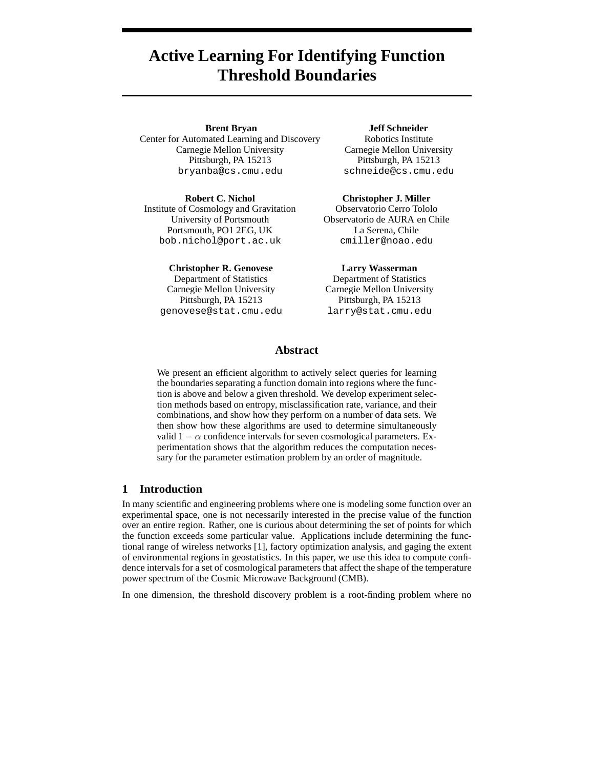# Active Learning For Identifying Function Threshold Boundaries

**Brent Bryan**
Center for Automated Learning and Discovery
Carnegie Mellon University
Pittsburgh, PA 15213
bryanba@cs.cmu.edu

**Jeff Schneider**
Robotics Institute
Carnegie Mellon University
Pittsburgh, PA 15213
schneide@cs.cmu.edu

**Robert C. Nichol**
Institute of Cosmology and Gravitation
University of Portsmouth
Portsmouth, PO1 2EG, UK
bob.nichol@port.ac.uk

**Christopher J. Miller**
Observatorio Cerro Tololo
Observatorio de AURA en Chile
La Serena, Chile
cmiller@noao.edu

**Christopher R. Genovese**
Department of Statistics
Carnegie Mellon University
Pittsburgh, PA 15213
genovese@stat.cmu.edu

**Larry Wasserman**
Department of Statistics
Carnegie Mellon University
Pittsburgh, PA 15213
larry@stat.cmu.edu

## Abstract

We present an efficient algorithm to actively select queries for learning the boundaries separating a function domain into regions where the function is above and below a given threshold. We develop experiment selection methods based on entropy, misclassification rate, variance, and their combinations, and show how they perform on a number of data sets. We then show how these algorithms are used to determine simultaneously valid $1 - \alpha$ confidence intervals for seven cosmological parameters. Experimentation shows that the algorithm reduces the computation necessary for the parameter estimation problem by an order of magnitude.

## 1 Introduction

In many scientific and engineering problems where one is modeling some function over an experimental space, one is not necessarily interested in the precise value of the function over an entire region. Rather, one is curious about determining the set of points for which the function exceeds some particular value. Applications include determining the functional range of wireless networks [1], factory optimization analysis, and gaging the extent of environmental regions in geostatistics. In this paper, we use this idea to compute confidence intervals for a set of cosmological parameters that affect the shape of the temperature power spectrum of the Cosmic Microwave Background (CMB).

In one dimension, the threshold discovery problem is a root-finding problem where no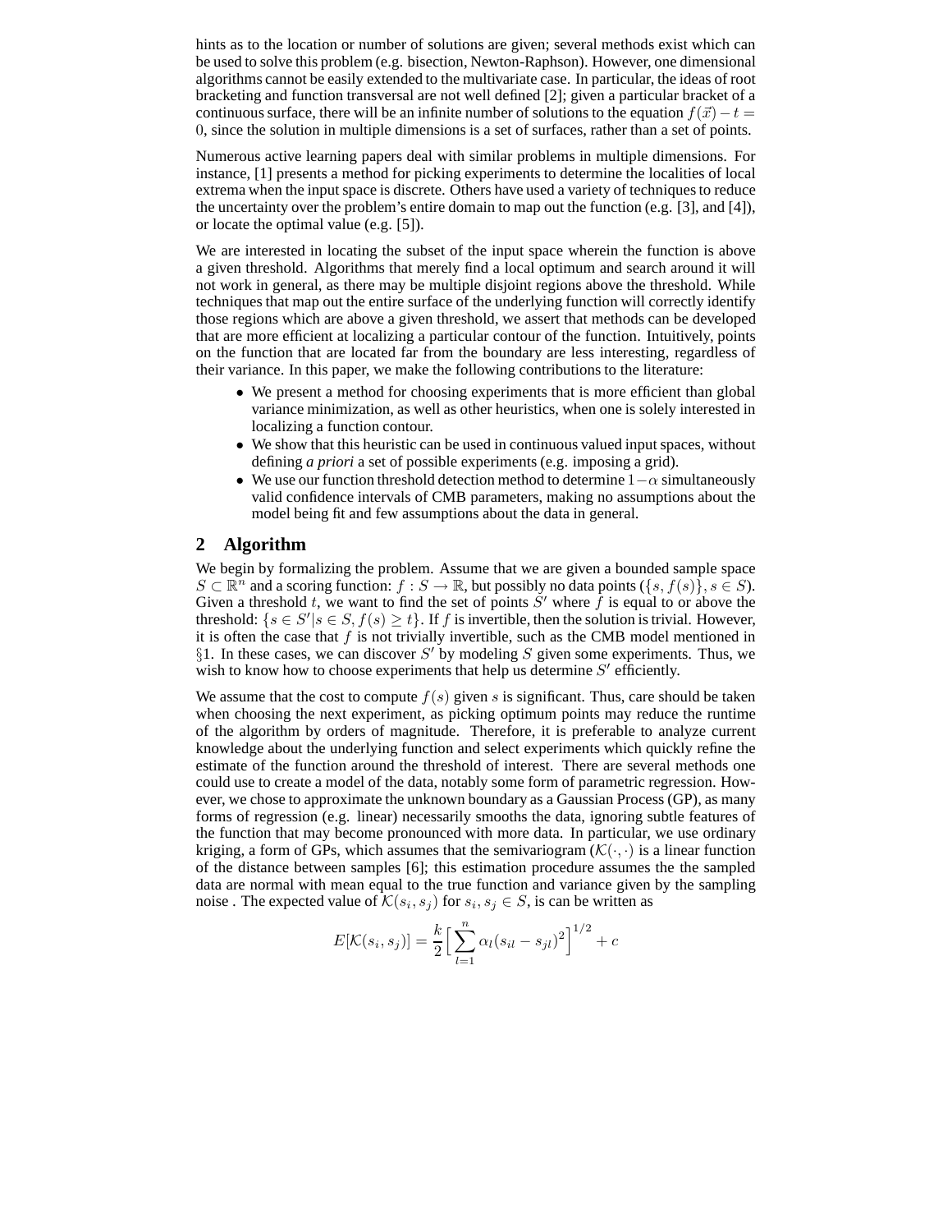hints as to the location or number of solutions are given; several methods exist which can be used to solve this problem (e.g. bisection, Newton-Raphson). However, one dimensional algorithms cannot be easily extended to the multivariate case. In particular, the ideas of root bracketing and function transversal are not well defined [2]; given a particular bracket of a continuous surface, there will be an infinite number of solutions to the equation $f(\vec{x}) - t = 0$, since the solution in multiple dimensions is a set of surfaces, rather than a set of points.

Numerous active learning papers deal with similar problems in multiple dimensions. For instance, [1] presents a method for picking experiments to determine the localities of local extrema when the input space is discrete. Others have used a variety of techniques to reduce the uncertainty over the problem's entire domain to map out the function (e.g. [3], and [4]), or locate the optimal value (e.g. [5]).

We are interested in locating the subset of the input space wherein the function is above a given threshold. Algorithms that merely find a local optimum and search around it will not work in general, as there may be multiple disjoint regions above the threshold. While techniques that map out the entire surface of the underlying function will correctly identify those regions which are above a given threshold, we assert that methods can be developed that are more efficient at localizing a particular contour of the function. Intuitively, points on the function that are located far from the boundary are less interesting, regardless of their variance. In this paper, we make the following contributions to the literature:

- We present a method for choosing experiments that is more efficient than global variance minimization, as well as other heuristics, when one is solely interested in localizing a function contour.
- We show that this heuristic can be used in continuous valued input spaces, without defining *a priori* a set of possible experiments (e.g. imposing a grid).
- We use our function threshold detection method to determine $1-\alpha$ simultaneously valid confidence intervals of CMB parameters, making no assumptions about the model being fit and few assumptions about the data in general.

## 2 Algorithm

We begin by formalizing the problem. Assume that we are given a bounded sample space $S \subset \mathbb{R}^n$ and a scoring function: $f : S \to \mathbb{R}$, but possibly no data points ($\{s, f(s)\}, s \in S$). Given a threshold $t$, we want to find the set of points $S'$ where $f$ is equal to or above the threshold: $\{s \in S' | s \in S, f(s) \geq t\}$. If $f$ is invertible, then the solution is trivial. However, it is often the case that $f$ is not trivially invertible, such as the CMB model mentioned in §1. In these cases, we can discover $S'$ by modeling $S$ given some experiments. Thus, we wish to know how to choose experiments that help us determine $S'$ efficiently.

We assume that the cost to compute $f(s)$ given $s$ is significant. Thus, care should be taken when choosing the next experiment, as picking optimum points may reduce the runtime of the algorithm by orders of magnitude. Therefore, it is preferable to analyze current knowledge about the underlying function and select experiments which quickly refine the estimate of the function around the threshold of interest. There are several methods one could use to create a model of the data, notably some form of parametric regression. However, we chose to approximate the unknown boundary as a Gaussian Process (GP), as many forms of regression (e.g. linear) necessarily smooths the data, ignoring subtle features of the function that may become pronounced with more data. In particular, we use ordinary kriging, a form of GPs, which assumes that the semivariogram ($\mathcal{K}(\cdot, \cdot)$ is a linear function of the distance between samples [6]; this estimation procedure assumes the the sampled data are normal with mean equal to the true function and variance given by the sampling noise . The expected value of $\mathcal{K}(s_i, s_j)$ for $s_i, s_j \in S$, is can be written as

$$E[\mathcal{K}(s_i, s_j)] = \frac{k}{2}\Big[\sum_{l=1}^{n} \alpha_l (s_{il} - s_{jl})^2\Big]^{1/2} + c$$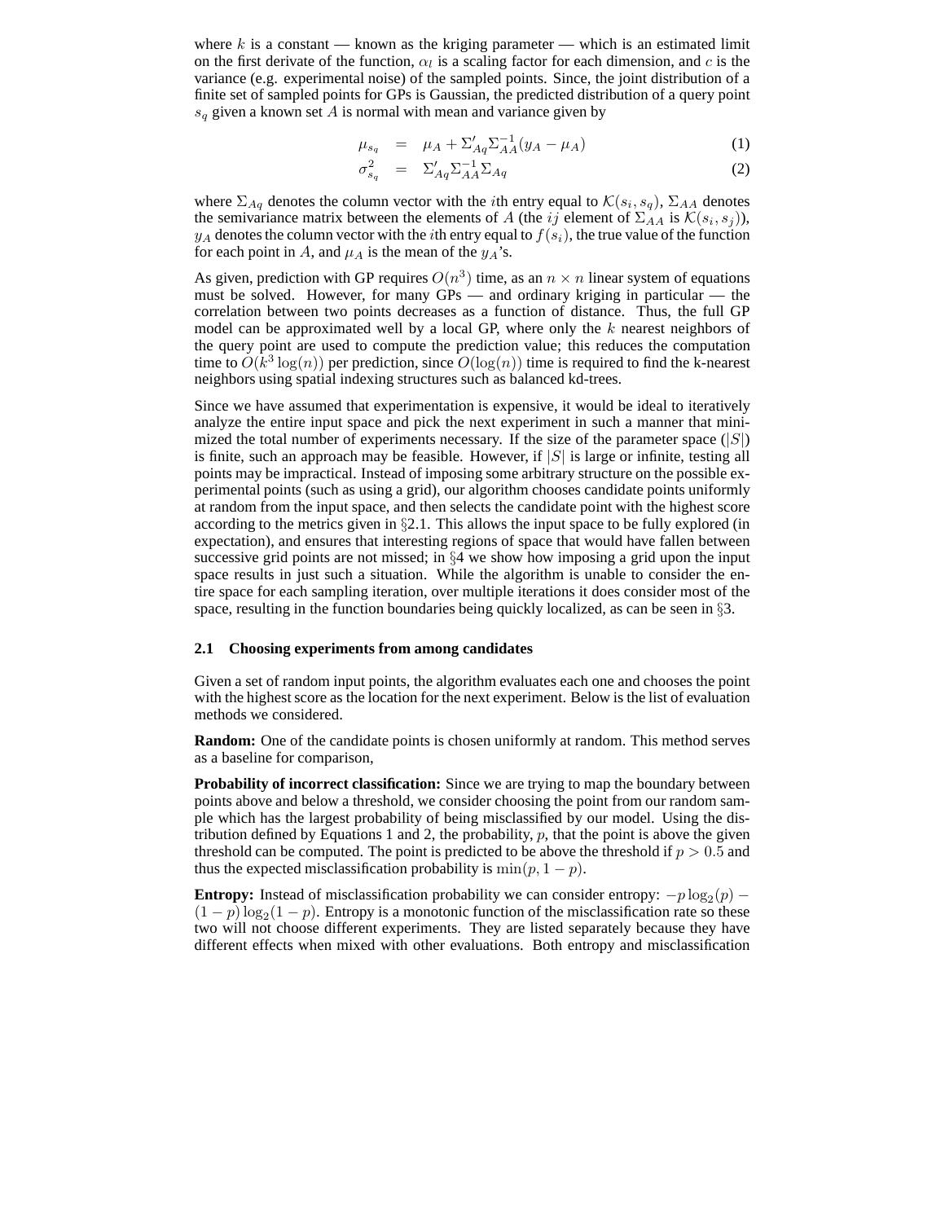where $k$ is a constant — known as the kriging parameter — which is an estimated limit on the first derivate of the function, $\alpha_l$ is a scaling factor for each dimension, and $c$ is the variance (e.g. experimental noise) of the sampled points. Since, the joint distribution of a finite set of sampled points for GPs is Gaussian, the predicted distribution of a query point $s_q$ given a known set $A$ is normal with mean and variance given by

$$\mu_{s_q} = \mu_A + \Sigma'_{Aq}\Sigma_{AA}^{-1}(y_A - \mu_A) \tag{1}$$

$$\sigma^2_{s_q} = \Sigma'_{Aq}\Sigma_{AA}^{-1}\Sigma_{Aq} \tag{2}$$

where $\Sigma_{Aq}$ denotes the column vector with the $i$th entry equal to $\mathcal{K}(s_i, s_q)$, $\Sigma_{AA}$ denotes the semivariance matrix between the elements of $A$ (the $ij$ element of $\Sigma_{AA}$ is $\mathcal{K}(s_i, s_j)$), $y_A$ denotes the column vector with the $i$th entry equal to $f(s_i)$, the true value of the function for each point in $A$, and $\mu_A$ is the mean of the $y_A$'s.

As given, prediction with GP requires $O(n^3)$ time, as an $n \times n$ linear system of equations must be solved. However, for many GPs — and ordinary kriging in particular — the correlation between two points decreases as a function of distance. Thus, the full GP model can be approximated well by a local GP, where only the $k$ nearest neighbors of the query point are used to compute the prediction value; this reduces the computation time to $O(k^3 \log(n))$ per prediction, since $O(\log(n))$ time is required to find the k-nearest neighbors using spatial indexing structures such as balanced kd-trees.

Since we have assumed that experimentation is expensive, it would be ideal to iteratively analyze the entire input space and pick the next experiment in such a manner that minimized the total number of experiments necessary. If the size of the parameter space ($|S|$) is finite, such an approach may be feasible. However, if $|S|$ is large or infinite, testing all points may be impractical. Instead of imposing some arbitrary structure on the possible experimental points (such as using a grid), our algorithm chooses candidate points uniformly at random from the input space, and then selects the candidate point with the highest score according to the metrics given in §2.1. This allows the input space to be fully explored (in expectation), and ensures that interesting regions of space that would have fallen between successive grid points are not missed; in §4 we show how imposing a grid upon the input space results in just such a situation. While the algorithm is unable to consider the entire space for each sampling iteration, over multiple iterations it does consider most of the space, resulting in the function boundaries being quickly localized, as can be seen in §3.

### 2.1 Choosing experiments from among candidates

Given a set of random input points, the algorithm evaluates each one and chooses the point with the highest score as the location for the next experiment. Below is the list of evaluation methods we considered.

**Random:** One of the candidate points is chosen uniformly at random. This method serves as a baseline for comparison,

**Probability of incorrect classification:** Since we are trying to map the boundary between points above and below a threshold, we consider choosing the point from our random sample which has the largest probability of being misclassified by our model. Using the distribution defined by Equations 1 and 2, the probability, $p$, that the point is above the given threshold can be computed. The point is predicted to be above the threshold if $p > 0.5$ and thus the expected misclassification probability is $\min(p, 1-p)$.

**Entropy:** Instead of misclassification probability we can consider entropy: $-p\log_2(p) - (1-p)\log_2(1-p)$. Entropy is a monotonic function of the misclassification rate so these two will not choose different experiments. They are listed separately because they have different effects when mixed with other evaluations. Both entropy and misclassification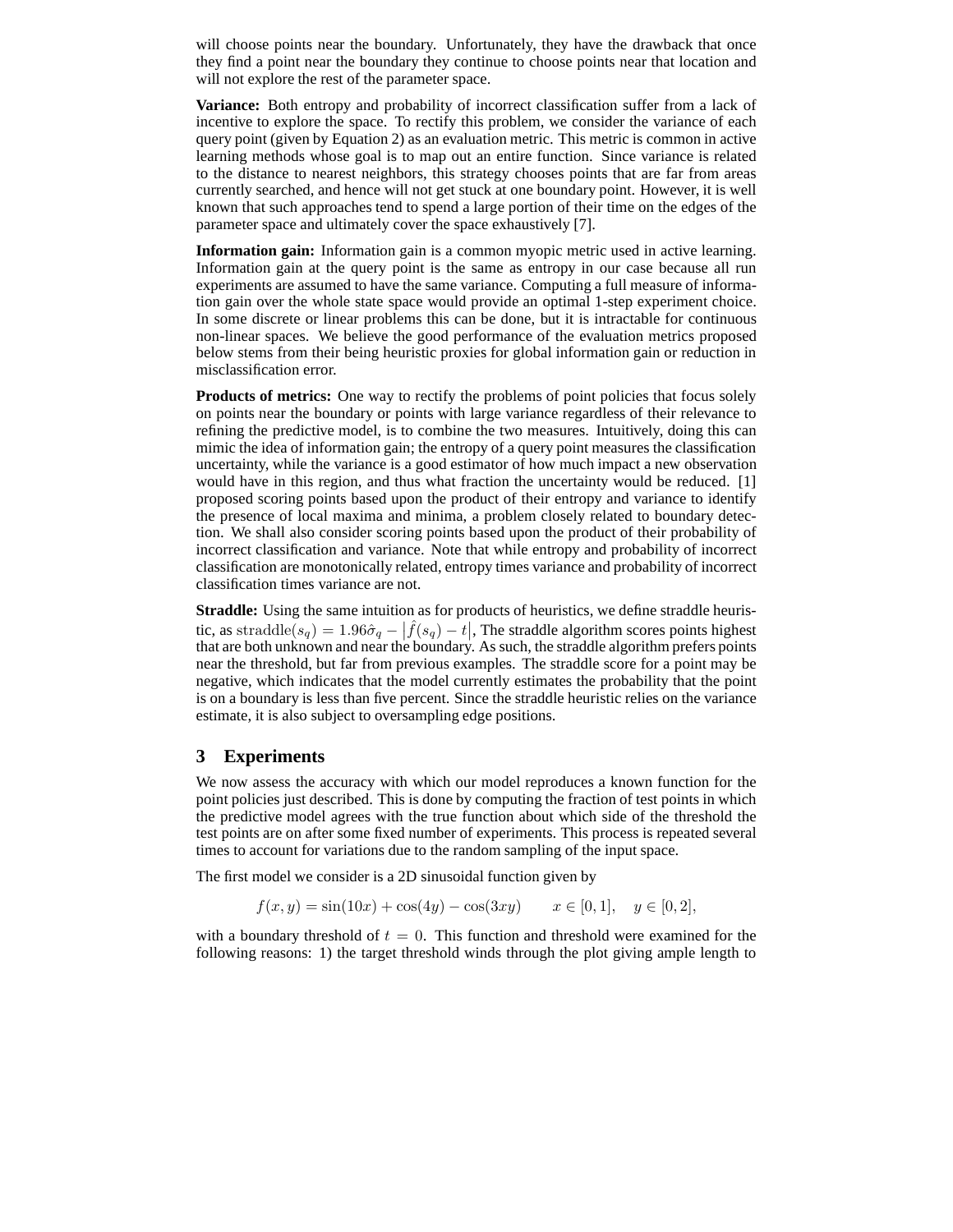will choose points near the boundary. Unfortunately, they have the drawback that once they find a point near the boundary they continue to choose points near that location and will not explore the rest of the parameter space.

**Variance:** Both entropy and probability of incorrect classification suffer from a lack of incentive to explore the space. To rectify this problem, we consider the variance of each query point (given by Equation 2) as an evaluation metric. This metric is common in active learning methods whose goal is to map out an entire function. Since variance is related to the distance to nearest neighbors, this strategy chooses points that are far from areas currently searched, and hence will not get stuck at one boundary point. However, it is well known that such approaches tend to spend a large portion of their time on the edges of the parameter space and ultimately cover the space exhaustively [7].

**Information gain:** Information gain is a common myopic metric used in active learning. Information gain at the query point is the same as entropy in our case because all run experiments are assumed to have the same variance. Computing a full measure of information gain over the whole state space would provide an optimal 1-step experiment choice. In some discrete or linear problems this can be done, but it is intractable for continuous non-linear spaces. We believe the good performance of the evaluation metrics proposed below stems from their being heuristic proxies for global information gain or reduction in misclassification error.

**Products of metrics:** One way to rectify the problems of point policies that focus solely on points near the boundary or points with large variance regardless of their relevance to refining the predictive model, is to combine the two measures. Intuitively, doing this can mimic the idea of information gain; the entropy of a query point measures the classification uncertainty, while the variance is a good estimator of how much impact a new observation would have in this region, and thus what fraction the uncertainty would be reduced. [1] proposed scoring points based upon the product of their entropy and variance to identify the presence of local maxima and minima, a problem closely related to boundary detection. We shall also consider scoring points based upon the product of their probability of incorrect classification and variance. Note that while entropy and probability of incorrect classification are monotonically related, entropy times variance and probability of incorrect classification times variance are not.

**Straddle:** Using the same intuition as for products of heuristics, we define straddle heuristic, as $\mathrm{straddle}(s_q) = 1.96\hat{\sigma}_q - \left|\hat{f}(s_q) - t\right|$, The straddle algorithm scores points highest that are both unknown and near the boundary. As such, the straddle algorithm prefers points near the threshold, but far from previous examples. The straddle score for a point may be negative, which indicates that the model currently estimates the probability that the point is on a boundary is less than five percent. Since the straddle heuristic relies on the variance estimate, it is also subject to oversampling edge positions.

## 3 Experiments

We now assess the accuracy with which our model reproduces a known function for the point policies just described. This is done by computing the fraction of test points in which the predictive model agrees with the true function about which side of the threshold the test points are on after some fixed number of experiments. This process is repeated several times to account for variations due to the random sampling of the input space.

The first model we consider is a 2D sinusoidal function given by

$$f(x, y) = \sin(10x) + \cos(4y) - \cos(3xy) \qquad x \in [0, 1], \quad y \in [0, 2],$$

with a boundary threshold of $t = 0$. This function and threshold were examined for the following reasons: 1) the target threshold winds through the plot giving ample length to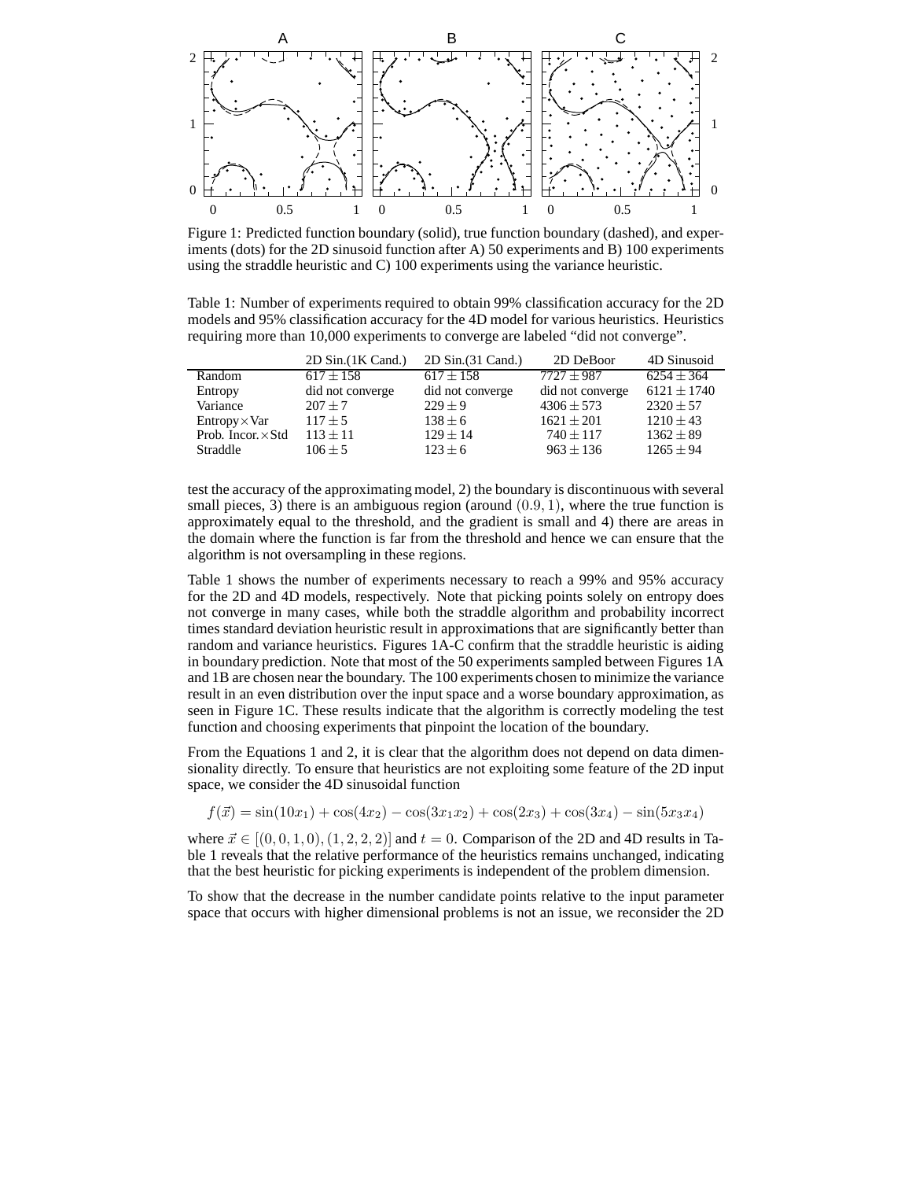Figure 1: Predicted function boundary (solid), true function boundary (dashed), and experiments (dots) for the 2D sinusoid function after A) 50 experiments and B) 100 experiments using the straddle heuristic and C) 100 experiments using the variance heuristic.

Table 1: Number of experiments required to obtain 99% classification accuracy for the 2D models and 95% classification accuracy for the 4D model for various heuristics. Heuristics requiring more than 10,000 experiments to converge are labeled "did not converge".

| | 2D Sin.(1K Cand.) | 2D Sin.(31 Cand.) | 2D DeBoor | 4D Sinusoid |
|---|---|---|---|---|
| Random | $617 \pm 158$ | $617 \pm 158$ | $7727 \pm 987$ | $6254 \pm 364$ |
| Entropy | did not converge | did not converge | did not converge | $6121 \pm 1740$ |
| Variance | $207 \pm 7$ | $229 \pm 9$ | $4306 \pm 573$ | $2320 \pm 57$ |
| Entropy$\times$Var | $117 \pm 5$ | $138 \pm 6$ | $1621 \pm 201$ | $1210 \pm 43$ |
| Prob. Incor.$\times$Std | $113 \pm 11$ | $129 \pm 14$ | $740 \pm 117$ | $1362 \pm 89$ |
| Straddle | $106 \pm 5$ | $123 \pm 6$ | $963 \pm 136$ | $1265 \pm 94$ |

test the accuracy of the approximating model, 2) the boundary is discontinuous with several small pieces, 3) there is an ambiguous region (around $(0.9, 1)$, where the true function is approximately equal to the threshold, and the gradient is small and 4) there are areas in the domain where the function is far from the threshold and hence we can ensure that the algorithm is not oversampling in these regions.

Table 1 shows the number of experiments necessary to reach a 99% and 95% accuracy for the 2D and 4D models, respectively. Note that picking points solely on entropy does not converge in many cases, while both the straddle algorithm and probability incorrect times standard deviation heuristic result in approximations that are significantly better than random and variance heuristics. Figures 1A-C confirm that the straddle heuristic is aiding in boundary prediction. Note that most of the 50 experiments sampled between Figures 1A and 1B are chosen near the boundary. The 100 experiments chosen to minimize the variance result in an even distribution over the input space and a worse boundary approximation, as seen in Figure 1C. These results indicate that the algorithm is correctly modeling the test function and choosing experiments that pinpoint the location of the boundary.

From the Equations 1 and 2, it is clear that the algorithm does not depend on data dimensionality directly. To ensure that heuristics are not exploiting some feature of the 2D input space, we consider the 4D sinusoidal function

$$f(\vec{x}) = \sin(10x_1) + \cos(4x_2) - \cos(3x_1x_2) + \cos(2x_3) + \cos(3x_4) - \sin(5x_3x_4)$$

where $\vec{x} \in [(0, 0, 1, 0), (1, 2, 2, 2)]$ and $t = 0$. Comparison of the 2D and 4D results in Table 1 reveals that the relative performance of the heuristics remains unchanged, indicating that the best heuristic for picking experiments is independent of the problem dimension.

To show that the decrease in the number candidate points relative to the input parameter space that occurs with higher dimensional problems is not an issue, we reconsider the 2D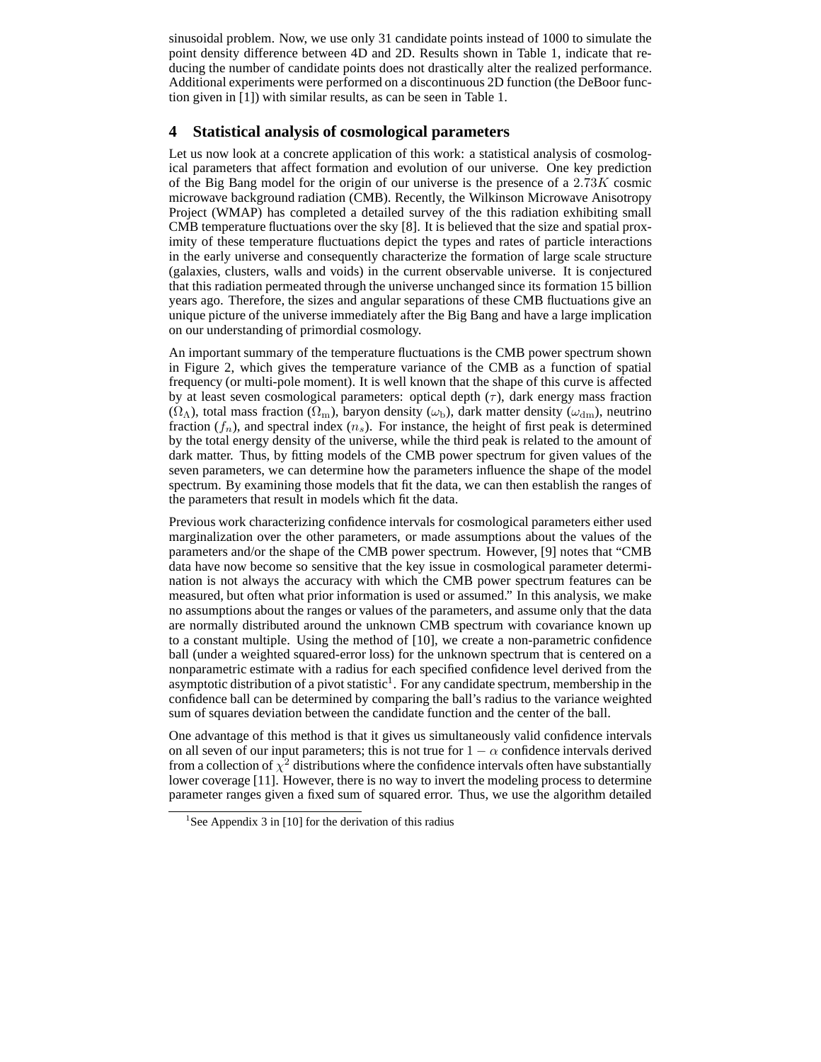sinusoidal problem. Now, we use only 31 candidate points instead of 1000 to simulate the point density difference between 4D and 2D. Results shown in Table 1, indicate that reducing the number of candidate points does not drastically alter the realized performance. Additional experiments were performed on a discontinuous 2D function (the DeBoor function given in [1]) with similar results, as can be seen in Table 1.

## 4 Statistical analysis of cosmological parameters

Let us now look at a concrete application of this work: a statistical analysis of cosmological parameters that affect formation and evolution of our universe. One key prediction of the Big Bang model for the origin of our universe is the presence of a $2.73K$ cosmic microwave background radiation (CMB). Recently, the Wilkinson Microwave Anisotropy Project (WMAP) has completed a detailed survey of the this radiation exhibiting small CMB temperature fluctuations over the sky [8]. It is believed that the size and spatial proximity of these temperature fluctuations depict the types and rates of particle interactions in the early universe and consequently characterize the formation of large scale structure (galaxies, clusters, walls and voids) in the current observable universe. It is conjectured that this radiation permeated through the universe unchanged since its formation 15 billion years ago. Therefore, the sizes and angular separations of these CMB fluctuations give an unique picture of the universe immediately after the Big Bang and have a large implication on our understanding of primordial cosmology.

An important summary of the temperature fluctuations is the CMB power spectrum shown in Figure 2, which gives the temperature variance of the CMB as a function of spatial frequency (or multi-pole moment). It is well known that the shape of this curve is affected by at least seven cosmological parameters: optical depth ($\tau$), dark energy mass fraction ($\Omega_\Lambda$), total mass fraction ($\Omega_{\rm m}$), baryon density ($\omega_{\rm b}$), dark matter density ($\omega_{\rm dm}$), neutrino fraction ($f_n$), and spectral index ($n_s$). For instance, the height of first peak is determined by the total energy density of the universe, while the third peak is related to the amount of dark matter. Thus, by fitting models of the CMB power spectrum for given values of the seven parameters, we can determine how the parameters influence the shape of the model spectrum. By examining those models that fit the data, we can then establish the ranges of the parameters that result in models which fit the data.

Previous work characterizing confidence intervals for cosmological parameters either used marginalization over the other parameters, or made assumptions about the values of the parameters and/or the shape of the CMB power spectrum. However, [9] notes that "CMB data have now become so sensitive that the key issue in cosmological parameter determination is not always the accuracy with which the CMB power spectrum features can be measured, but often what prior information is used or assumed." In this analysis, we make no assumptions about the ranges or values of the parameters, and assume only that the data are normally distributed around the unknown CMB spectrum with covariance known up to a constant multiple. Using the method of [10], we create a non-parametric confidence ball (under a weighted squared-error loss) for the unknown spectrum that is centered on a nonparametric estimate with a radius for each specified confidence level derived from the asymptotic distribution of a pivot statistic[1]. For any candidate spectrum, membership in the confidence ball can be determined by comparing the ball's radius to the variance weighted sum of squares deviation between the candidate function and the center of the ball.

One advantage of this method is that it gives us simultaneously valid confidence intervals on all seven of our input parameters; this is not true for $1-\alpha$ confidence intervals derived from a collection of $\chi^2$ distributions where the confidence intervals often have substantially lower coverage [11]. However, there is no way to invert the modeling process to determine parameter ranges given a fixed sum of squared error. Thus, we use the algorithm detailed

[1] See Appendix 3 in [10] for the derivation of this radius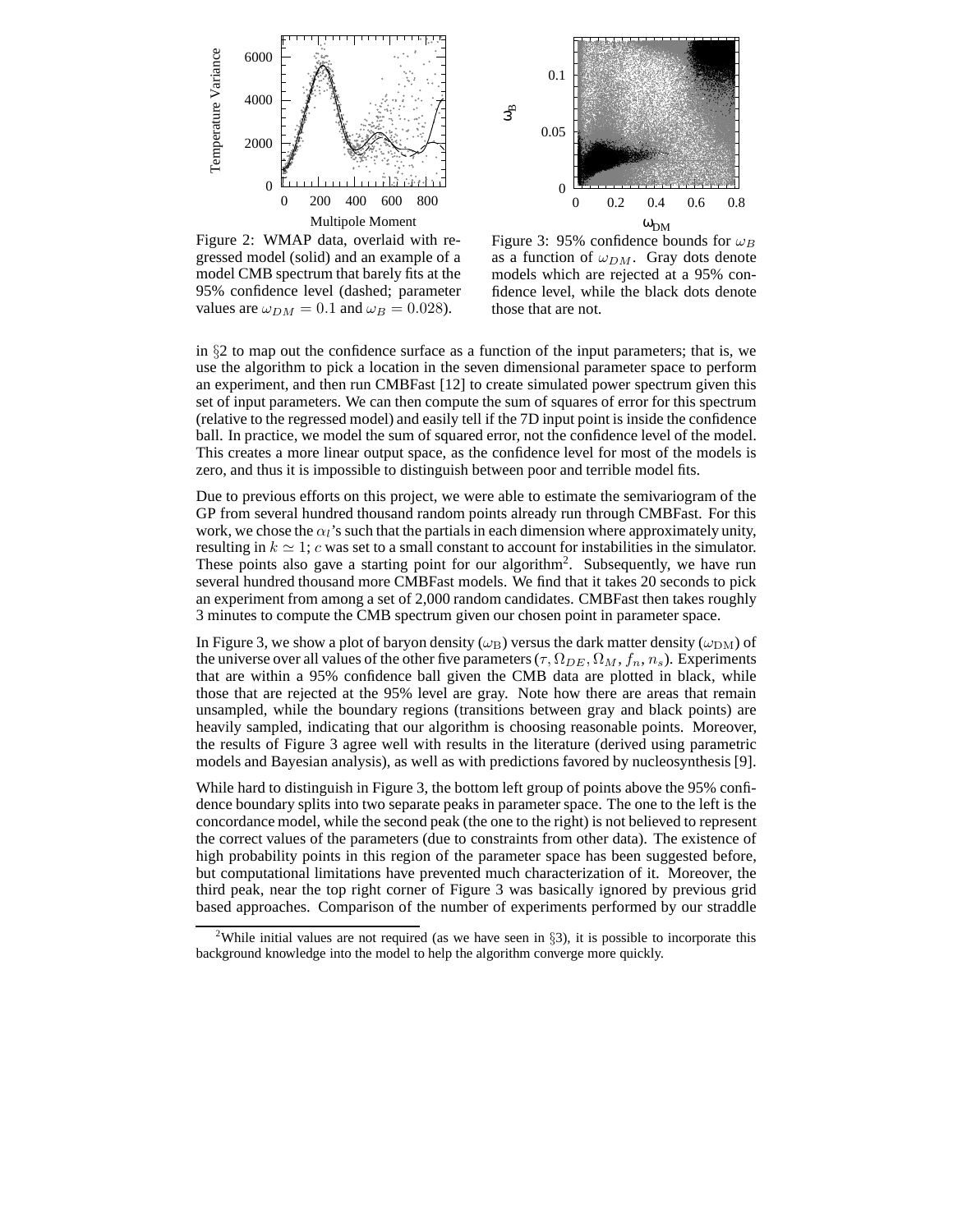Figure 2: WMAP data, overlaid with regressed model (solid) and an example of a model CMB spectrum that barely fits at the 95% confidence level (dashed; parameter values are $\omega_{DM} = 0.1$ and $\omega_B = 0.028$).

Figure 3: 95% confidence bounds for $\omega_B$ as a function of $\omega_{DM}$. Gray dots denote models which are rejected at a 95% confidence level, while the black dots denote those that are not.

in §2 to map out the confidence surface as a function of the input parameters; that is, we use the algorithm to pick a location in the seven dimensional parameter space to perform an experiment, and then run CMBFast [12] to create simulated power spectrum given this set of input parameters. We can then compute the sum of squares of error for this spectrum (relative to the regressed model) and easily tell if the 7D input point is inside the confidence ball. In practice, we model the sum of squared error, not the confidence level of the model. This creates a more linear output space, as the confidence level for most of the models is zero, and thus it is impossible to distinguish between poor and terrible model fits.

Due to previous efforts on this project, we were able to estimate the semivariogram of the GP from several hundred thousand random points already run through CMBFast. For this work, we chose the $\alpha_l$'s such that the partials in each dimension where approximately unity, resulting in $k \simeq 1$; $c$ was set to a small constant to account for instabilities in the simulator. These points also gave a starting point for our algorithm[2]. Subsequently, we have run several hundred thousand more CMBFast models. We find that it takes 20 seconds to pick an experiment from among a set of 2,000 random candidates. CMBFast then takes roughly 3 minutes to compute the CMB spectrum given our chosen point in parameter space.

In Figure 3, we show a plot of baryon density ($\omega_{\rm B}$) versus the dark matter density ($\omega_{\rm DM}$) of the universe over all values of the other five parameters ($\tau, \Omega_{DE}, \Omega_M, f_n, n_s$). Experiments that are within a 95% confidence ball given the CMB data are plotted in black, while those that are rejected at the 95% level are gray. Note how there are areas that remain unsampled, while the boundary regions (transitions between gray and black points) are heavily sampled, indicating that our algorithm is choosing reasonable points. Moreover, the results of Figure 3 agree well with results in the literature (derived using parametric models and Bayesian analysis), as well as with predictions favored by nucleosynthesis [9].

While hard to distinguish in Figure 3, the bottom left group of points above the 95% confidence boundary splits into two separate peaks in parameter space. The one to the left is the concordance model, while the second peak (the one to the right) is not believed to represent the correct values of the parameters (due to constraints from other data). The existence of high probability points in this region of the parameter space has been suggested before, but computational limitations have prevented much characterization of it. Moreover, the third peak, near the top right corner of Figure 3 was basically ignored by previous grid based approaches. Comparison of the number of experiments performed by our straddle

[2] While initial values are not required (as we have seen in §3), it is possible to incorporate this background knowledge into the model to help the algorithm converge more quickly.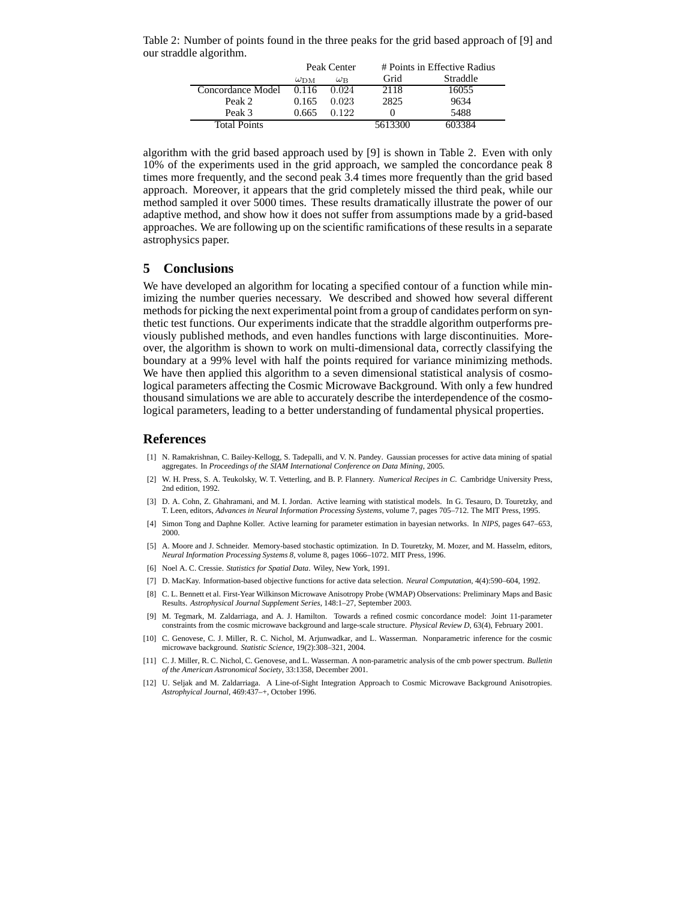Table 2: Number of points found in the three peaks for the grid based approach of [9] and our straddle algorithm.

| | Peak Center | | # Points in Effective Radius | |
|---|---|---|---|---|
| | $\omega_{\text{DM}}$ | $\omega_{\text{B}}$ | Grid | Straddle |
| Concordance Model | 0.116 | 0.024 | 2118 | 16055 |
| Peak 2 | 0.165 | 0.023 | 2825 | 9634 |
| Peak 3 | 0.665 | 0.122 | 0 | 5488 |
| Total Points | | | 5613300 | 603384 |

algorithm with the grid based approach used by [9] is shown in Table 2. Even with only 10% of the experiments used in the grid approach, we sampled the concordance peak 8 times more frequently, and the second peak 3.4 times more frequently than the grid based approach. Moreover, it appears that the grid completely missed the third peak, while our method sampled it over 5000 times. These results dramatically illustrate the power of our adaptive method, and show how it does not suffer from assumptions made by a grid-based approaches. We are following up on the scientific ramifications of these results in a separate astrophysics paper.

## 5 Conclusions

We have developed an algorithm for locating a specified contour of a function while minimizing the number queries necessary. We described and showed how several different methods for picking the next experimental point from a group of candidates perform on synthetic test functions. Our experiments indicate that the straddle algorithm outperforms previously published methods, and even handles functions with large discontinuities. Moreover, the algorithm is shown to work on multi-dimensional data, correctly classifying the boundary at a 99% level with half the points required for variance minimizing methods. We have then applied this algorithm to a seven dimensional statistical analysis of cosmological parameters affecting the Cosmic Microwave Background. With only a few hundred thousand simulations we are able to accurately describe the interdependence of the cosmological parameters, leading to a better understanding of fundamental physical properties.

## References

[1] N. Ramakrishnan, C. Bailey-Kellogg, S. Tadepalli, and V. N. Pandey. Gaussian processes for active data mining of spatial aggregates. In *Proceedings of the SIAM International Conference on Data Mining*, 2005.

[2] W. H. Press, S. A. Teukolsky, W. T. Vetterling, and B. P. Flannery. *Numerical Recipes in C*. Cambridge University Press, 2nd edition, 1992.

[3] D. A. Cohn, Z. Ghahramani, and M. I. Jordan. Active learning with statistical models. In G. Tesauro, D. Touretzky, and T. Leen, editors, *Advances in Neural Information Processing Systems*, volume 7, pages 705–712. The MIT Press, 1995.

[4] Simon Tong and Daphne Koller. Active learning for parameter estimation in bayesian networks. In *NIPS*, pages 647–653, 2000.

[5] A. Moore and J. Schneider. Memory-based stochastic optimization. In D. Touretzky, M. Mozer, and M. Hasselm, editors, *Neural Information Processing Systems 8*, volume 8, pages 1066–1072. MIT Press, 1996.

[6] Noel A. C. Cressie. *Statistics for Spatial Data*. Wiley, New York, 1991.

[7] D. MacKay. Information-based objective functions for active data selection. *Neural Computation*, 4(4):590–604, 1992.

[8] C. L. Bennett et al. First-Year Wilkinson Microwave Anisotropy Probe (WMAP) Observations: Preliminary Maps and Basic Results. *Astrophysical Journal Supplement Series*, 148:1–27, September 2003.

[9] M. Tegmark, M. Zaldarriaga, and A. J. Hamilton. Towards a refined cosmic concordance model: Joint 11-parameter constraints from the cosmic microwave background and large-scale structure. *Physical Review D*, 63(4), February 2001.

[10] C. Genovese, C. J. Miller, R. C. Nichol, M. Arjunwadkar, and L. Wasserman. Nonparametric inference for the cosmic microwave background. *Statistic Science*, 19(2):308–321, 2004.

[11] C. J. Miller, R. C. Nichol, C. Genovese, and L. Wasserman. A non-parametric analysis of the cmb power spectrum. *Bulletin of the American Astronomical Society*, 33:1358, December 2001.

[12] U. Seljak and M. Zaldarriaga. A Line-of-Sight Integration Approach to Cosmic Microwave Background Anisotropies. *Astrophyical Journal*, 469:437–+, October 1996.